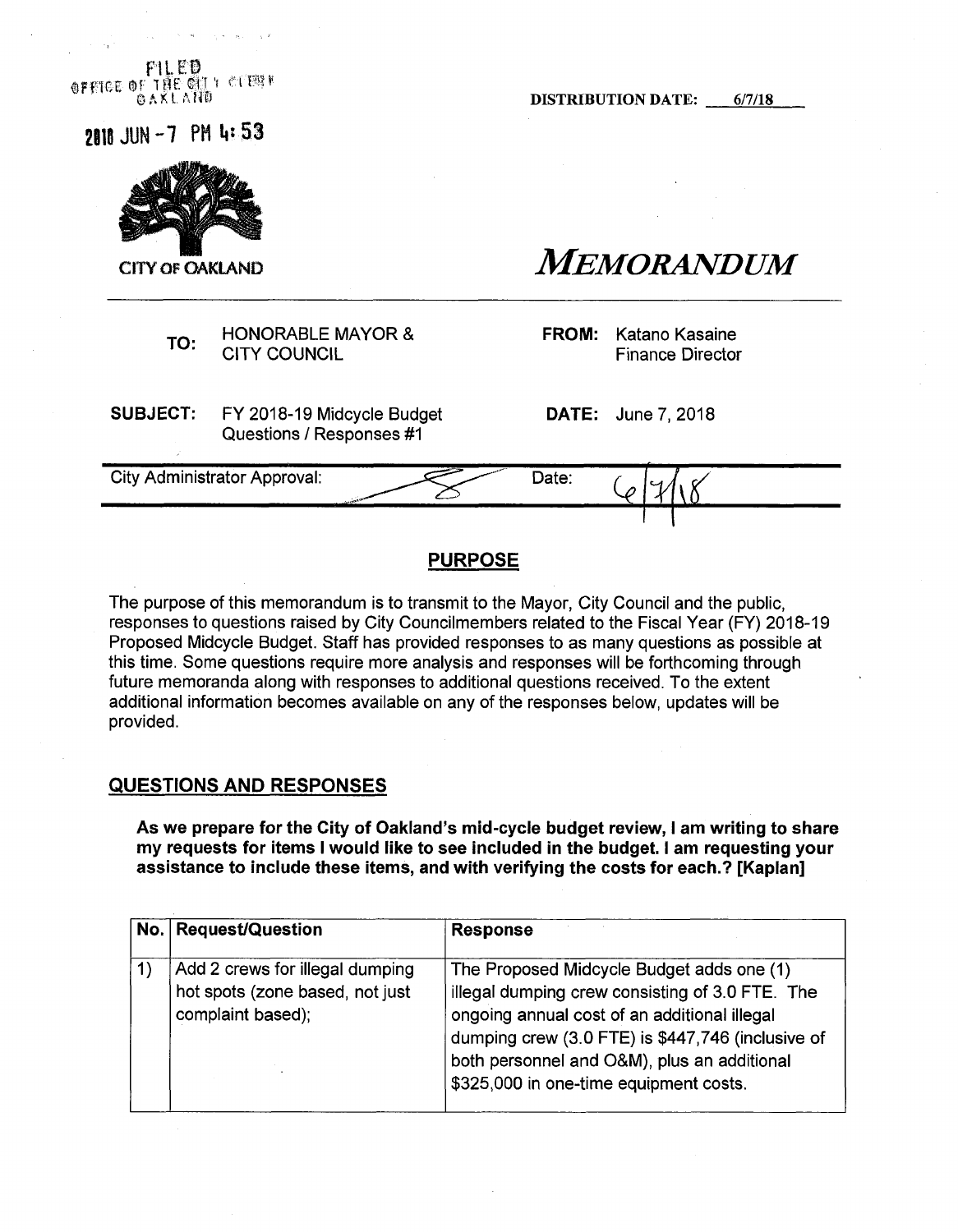FILED
OFFICE OF THE CITY CLERK
OAKLAND

2018 JUN -7 PM 4:53

DISTRIBUTION DATE: 6/7/18

CITY OF OAKLAND

# *MEMORANDUM*

| | | | |
|---|---|---|---|
| **TO:** | HONORABLE MAYOR & CITY COUNCIL | **FROM:** | Katano Kasaine Finance Director |
| **SUBJECT:** | FY 2018-19 Midcycle Budget Questions / Responses #1 | **DATE:** | June 7, 2018 |

City Administrator Approval: Date: 6/7/18

## PURPOSE

The purpose of this memorandum is to transmit to the Mayor, City Council and the public, responses to questions raised by City Councilmembers related to the Fiscal Year (FY) 2018-19 Proposed Midcycle Budget. Staff has provided responses to as many questions as possible at this time. Some questions require more analysis and responses will be forthcoming through future memoranda along with responses to additional questions received. To the extent additional information becomes available on any of the responses below, updates will be provided.

## QUESTIONS AND RESPONSES

**As we prepare for the City of Oakland's mid-cycle budget review, I am writing to share my requests for items I would like to see included in the budget. I am requesting your assistance to include these items, and with verifying the costs for each.? [Kaplan]**

| No. | Request/Question | Response |
|---|---|---|
| 1) | Add 2 crews for illegal dumping hot spots (zone based, not just complaint based); | The Proposed Midcycle Budget adds one (1) illegal dumping crew consisting of 3.0 FTE. The ongoing annual cost of an additional illegal dumping crew (3.0 FTE) is $447,746 (inclusive of both personnel and O&M), plus an additional $325,000 in one-time equipment costs. |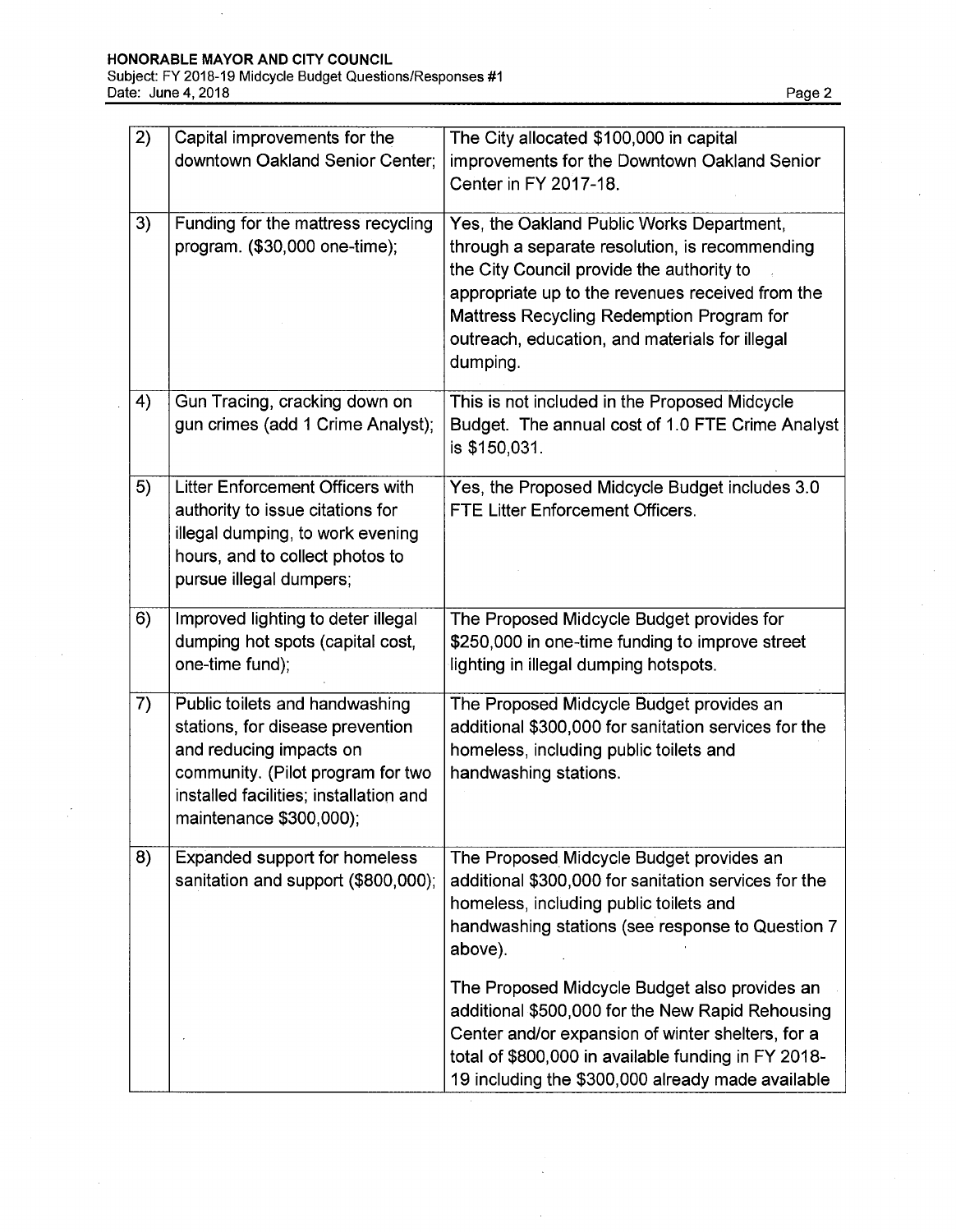| | | |
|---|---|---|
| 2) | Capital improvements for the downtown Oakland Senior Center; | The City allocated $100,000 in capital improvements for the Downtown Oakland Senior Center in FY 2017-18. |
| 3) | Funding for the mattress recycling program. ($30,000 one-time); | Yes, the Oakland Public Works Department, through a separate resolution, is recommending the City Council provide the authority to appropriate up to the revenues received from the Mattress Recycling Redemption Program for outreach, education, and materials for illegal dumping. |
| 4) | Gun Tracing, cracking down on gun crimes (add 1 Crime Analyst); | This is not included in the Proposed Midcycle Budget. The annual cost of 1.0 FTE Crime Analyst is $150,031. |
| 5) | Litter Enforcement Officers with authority to issue citations for illegal dumping, to work evening hours, and to collect photos to pursue illegal dumpers; | Yes, the Proposed Midcycle Budget includes 3.0 FTE Litter Enforcement Officers. |
| 6) | Improved lighting to deter illegal dumping hot spots (capital cost, one-time fund); | The Proposed Midcycle Budget provides for $250,000 in one-time funding to improve street lighting in illegal dumping hotspots. |
| 7) | Public toilets and handwashing stations, for disease prevention and reducing impacts on community. (Pilot program for two installed facilities; installation and maintenance $300,000); | The Proposed Midcycle Budget provides an additional $300,000 for sanitation services for the homeless, including public toilets and handwashing stations. |
| 8) | Expanded support for homeless sanitation and support ($800,000); | The Proposed Midcycle Budget provides an additional $300,000 for sanitation services for the homeless, including public toilets and handwashing stations (see response to Question 7 above).<br><br>The Proposed Midcycle Budget also provides an additional $500,000 for the New Rapid Rehousing Center and/or expansion of winter shelters, for a total of $800,000 in available funding in FY 2018-19 including the $300,000 already made available |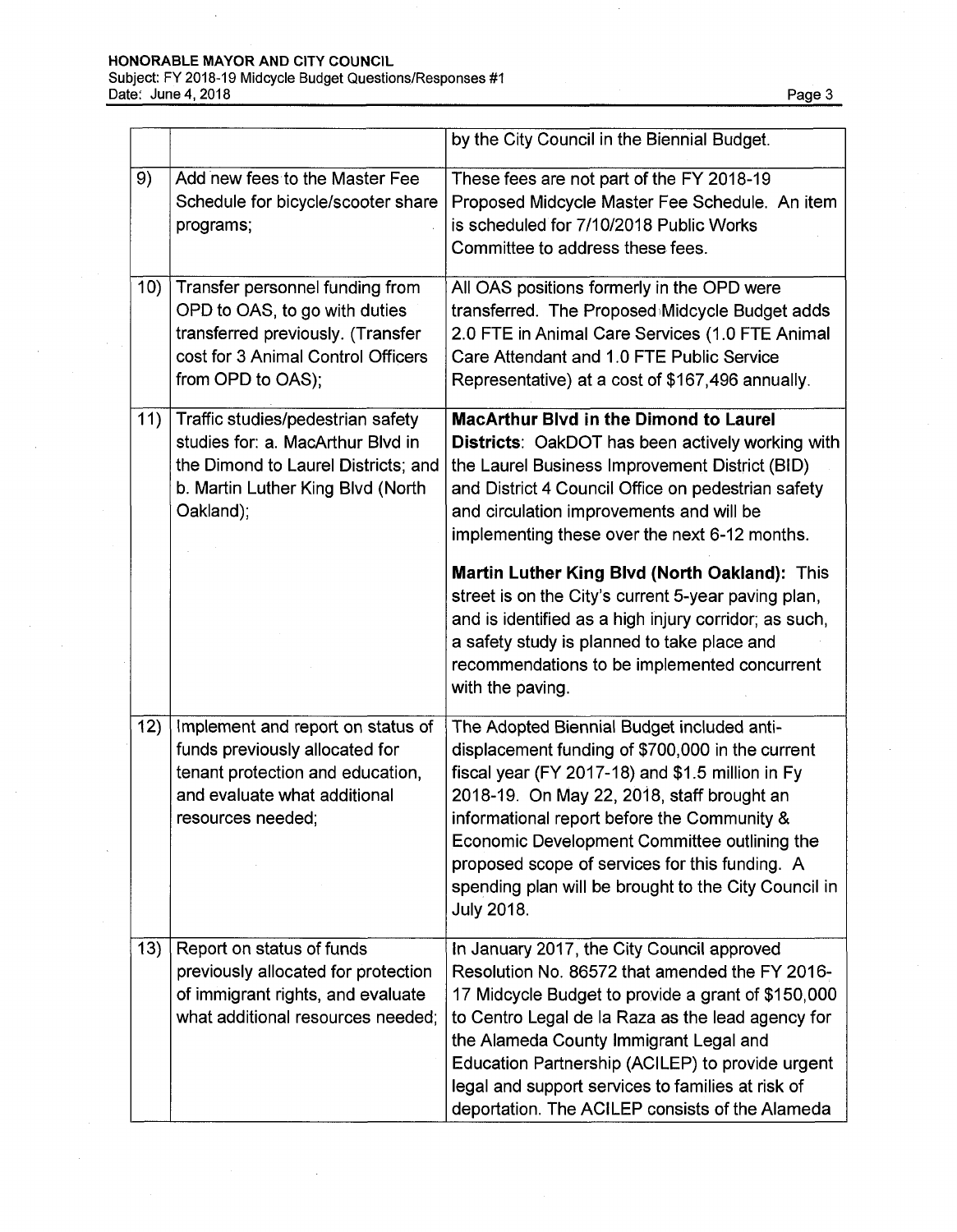| | | |
|---|---|---|
| | | by the City Council in the Biennial Budget. |
| 9) | Add new fees to the Master Fee Schedule for bicycle/scooter share programs; | These fees are not part of the FY 2018-19 Proposed Midcycle Master Fee Schedule. An item is scheduled for 7/10/2018 Public Works Committee to address these fees. |
| 10) | Transfer personnel funding from OPD to OAS, to go with duties transferred previously. (Transfer cost for 3 Animal Control Officers from OPD to OAS); | All OAS positions formerly in the OPD were transferred. The Proposed Midcycle Budget adds 2.0 FTE in Animal Care Services (1.0 FTE Animal Care Attendant and 1.0 FTE Public Service Representative) at a cost of $167,496 annually. |
| 11) | Traffic studies/pedestrian safety studies for: a. MacArthur Blvd in the Dimond to Laurel Districts; and b. Martin Luther King Blvd (North Oakland); | **MacArthur Blvd in the Dimond to Laurel Districts**: OakDOT has been actively working with the Laurel Business Improvement District (BID) and District 4 Council Office on pedestrian safety and circulation improvements and will be implementing these over the next 6-12 months.<br><br>**Martin Luther King Blvd (North Oakland):** This street is on the City's current 5-year paving plan, and is identified as a high injury corridor; as such, a safety study is planned to take place and recommendations to be implemented concurrent with the paving. |
| 12) | Implement and report on status of funds previously allocated for tenant protection and education, and evaluate what additional resources needed; | The Adopted Biennial Budget included anti-displacement funding of $700,000 in the current fiscal year (FY 2017-18) and $1.5 million in Fy 2018-19. On May 22, 2018, staff brought an informational report before the Community & Economic Development Committee outlining the proposed scope of services for this funding. A spending plan will be brought to the City Council in July 2018. |
| 13) | Report on status of funds previously allocated for protection of immigrant rights, and evaluate what additional resources needed; | In January 2017, the City Council approved Resolution No. 86572 that amended the FY 2016-17 Midcycle Budget to provide a grant of $150,000 to Centro Legal de la Raza as the lead agency for the Alameda County Immigrant Legal and Education Partnership (ACILEP) to provide urgent legal and support services to families at risk of deportation. The ACILEP consists of the Alameda |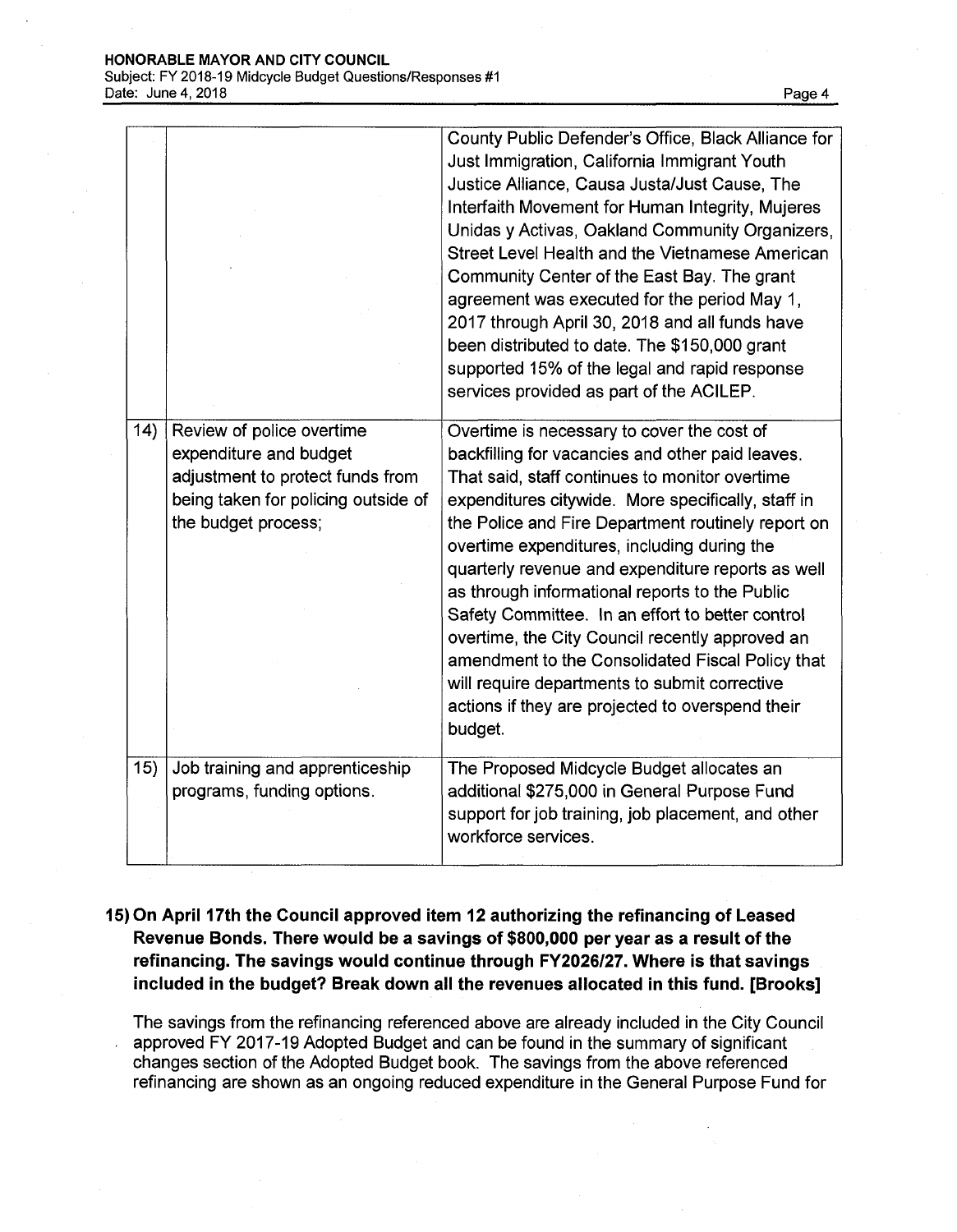| | | |
|---|---|---|
| | | County Public Defender's Office, Black Alliance for Just Immigration, California Immigrant Youth Justice Alliance, Causa Justa/Just Cause, The Interfaith Movement for Human Integrity, Mujeres Unidas y Activas, Oakland Community Organizers, Street Level Health and the Vietnamese American Community Center of the East Bay. The grant agreement was executed for the period May 1, 2017 through April 30, 2018 and all funds have been distributed to date. The $150,000 grant supported 15% of the legal and rapid response services provided as part of the ACILEP. |
| 14) | Review of police overtime expenditure and budget adjustment to protect funds from being taken for policing outside of the budget process; | Overtime is necessary to cover the cost of backfilling for vacancies and other paid leaves. That said, staff continues to monitor overtime expenditures citywide. More specifically, staff in the Police and Fire Department routinely report on overtime expenditures, including during the quarterly revenue and expenditure reports as well as through informational reports to the Public Safety Committee. In an effort to better control overtime, the City Council recently approved an amendment to the Consolidated Fiscal Policy that will require departments to submit corrective actions if they are projected to overspend their budget. |
| 15) | Job training and apprenticeship programs, funding options. | The Proposed Midcycle Budget allocates an additional $275,000 in General Purpose Fund support for job training, job placement, and other workforce services. |

**15) On April 17th the Council approved item 12 authorizing the refinancing of Leased Revenue Bonds. There would be a savings of $800,000 per year as a result of the refinancing. The savings would continue through FY2026/27. Where is that savings included in the budget? Break down all the revenues allocated in this fund. [Brooks]**

The savings from the refinancing referenced above are already included in the City Council approved FY 2017-19 Adopted Budget and can be found in the summary of significant changes section of the Adopted Budget book. The savings from the above referenced refinancing are shown as an ongoing reduced expenditure in the General Purpose Fund for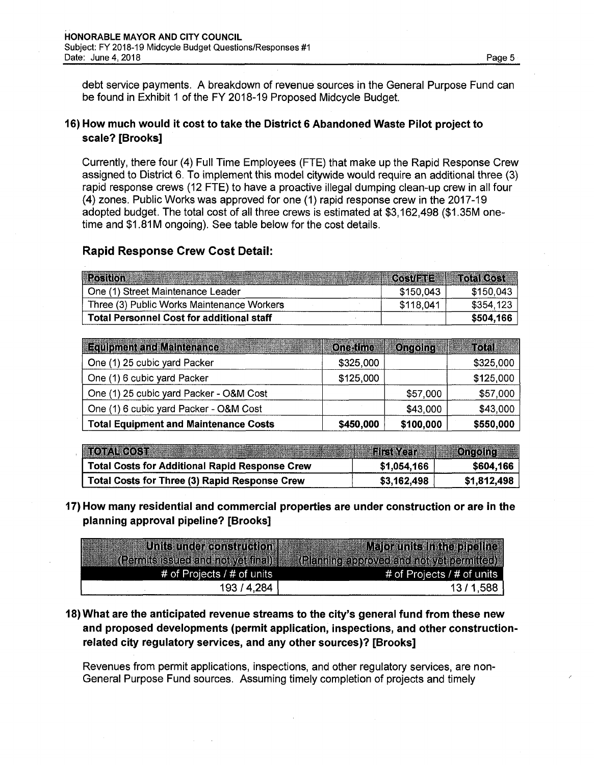debt service payments. A breakdown of revenue sources in the General Purpose Fund can be found in Exhibit 1 of the FY 2018-19 Proposed Midcycle Budget.

**16) How much would it cost to take the District 6 Abandoned Waste Pilot project to scale? [Brooks]**

Currently, there four (4) Full Time Employees (FTE) that make up the Rapid Response Crew assigned to District 6. To implement this model citywide would require an additional three (3) rapid response crews (12 FTE) to have a proactive illegal dumping clean-up crew in all four (4) zones. Public Works was approved for one (1) rapid response crew in the 2017-19 adopted budget. The total cost of all three crews is estimated at $3,162,498 ($1.35M one-time and $1.81M ongoing). See table below for the cost details.

## Rapid Response Crew Cost Detail:

| Position | Cost/FTE | Total Cost |
|---|---|---|
| One (1) Street Maintenance Leader | $150,043 | $150,043 |
| Three (3) Public Works Maintenance Workers | $118,041 | $354,123 |
| **Total Personnel Cost for additional staff** | | **$504,166** |

| Equipment and Maintenance | One-time | Ongoing | Total |
|---|---|---|---|
| One (1) 25 cubic yard Packer | $325,000 | | $325,000 |
| One (1) 6 cubic yard Packer | $125,000 | | $125,000 |
| One (1) 25 cubic yard Packer - O&M Cost | | $57,000 | $57,000 |
| One (1) 6 cubic yard Packer - O&M Cost | | $43,000 | $43,000 |
| **Total Equipment and Maintenance Costs** | **$450,000** | **$100,000** | **$550,000** |

| TOTAL COST | First Year | Ongoing |
|---|---|---|
| **Total Costs for Additional Rapid Response Crew** | **$1,054,166** | **$604,166** |
| **Total Costs for Three (3) Rapid Response Crew** | **$3,162,498** | **$1,812,498** |

**17) How many residential and commercial properties are under construction or are in the planning approval pipeline? [Brooks]**

| Units under construction (Permits issued and not yet final) | Major units in the pipeline (Planning approved and not yet permitted) |
|---|---|
| # of Projects / # of units | # of Projects / # of units |
| 193 / 4,284 | 13 / 1,588 |

**18) What are the anticipated revenue streams to the city's general fund from these new and proposed developments (permit application, inspections, and other construction-related city regulatory services, and any other sources)? [Brooks]**

Revenues from permit applications, inspections, and other regulatory services, are non-General Purpose Fund sources. Assuming timely completion of projects and timely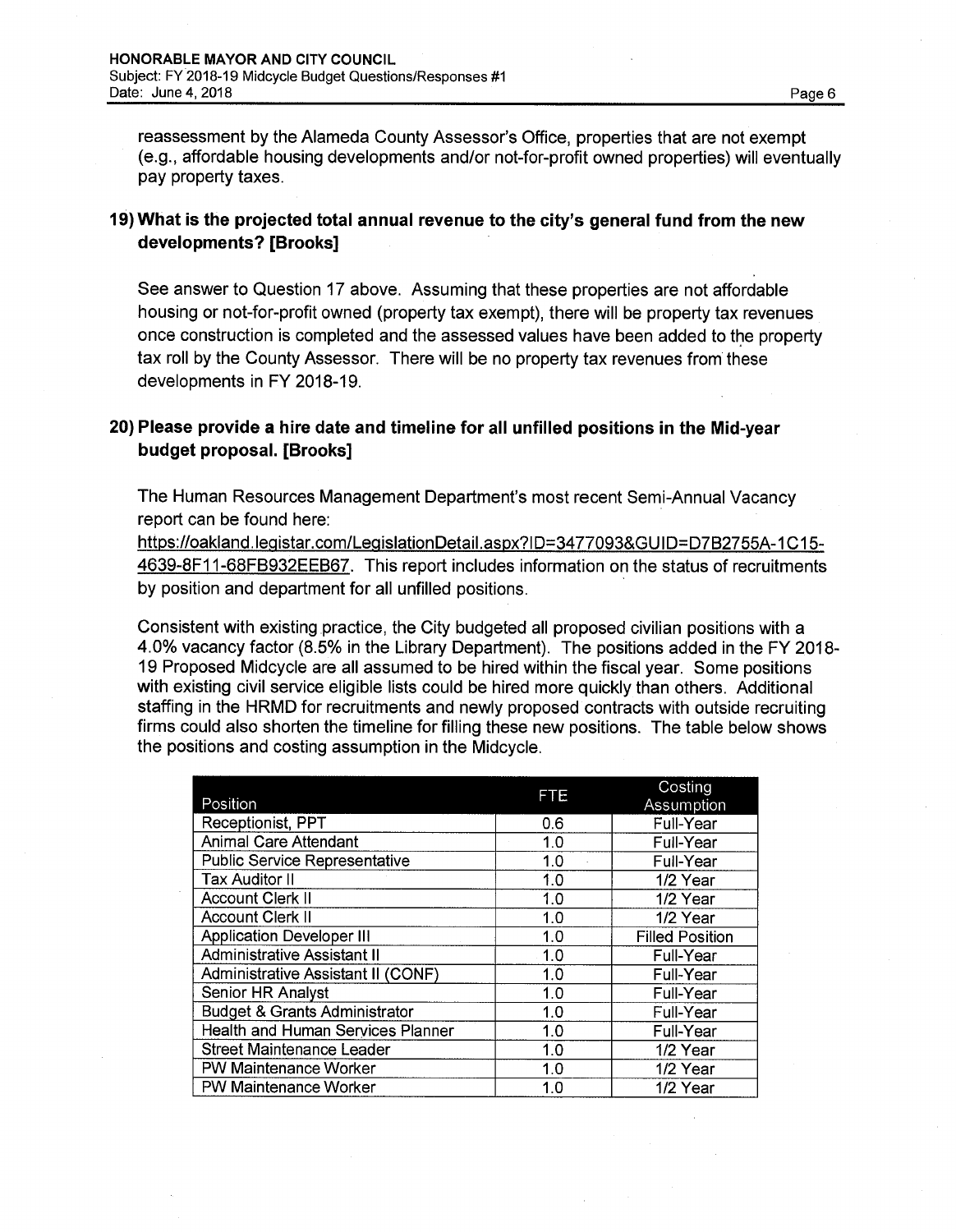reassessment by the Alameda County Assessor's Office, properties that are not exempt (e.g., affordable housing developments and/or not-for-profit owned properties) will eventually pay property taxes.

## 19) What is the projected total annual revenue to the city's general fund from the new developments? [Brooks]

See answer to Question 17 above. Assuming that these properties are not affordable housing or not-for-profit owned (property tax exempt), there will be property tax revenues once construction is completed and the assessed values have been added to the property tax roll by the County Assessor. There will be no property tax revenues from these developments in FY 2018-19.

## 20) Please provide a hire date and timeline for all unfilled positions in the Mid-year budget proposal. [Brooks]

The Human Resources Management Department's most recent Semi-Annual Vacancy report can be found here: https://oakland.legistar.com/LegislationDetail.aspx?ID=3477093&GUID=D7B2755A-1C15-4639-8F11-68FB932EEB67. This report includes information on the status of recruitments by position and department for all unfilled positions.

Consistent with existing practice, the City budgeted all proposed civilian positions with a 4.0% vacancy factor (8.5% in the Library Department). The positions added in the FY 2018-19 Proposed Midcycle are all assumed to be hired within the fiscal year. Some positions with existing civil service eligible lists could be hired more quickly than others. Additional staffing in the HRMD for recruitments and newly proposed contracts with outside recruiting firms could also shorten the timeline for filling these new positions. The table below shows the positions and costing assumption in the Midcycle.

| Position | FTE | Costing Assumption |
|---|---|---|
| Receptionist, PPT | 0.6 | Full-Year |
| Animal Care Attendant | 1.0 | Full-Year |
| Public Service Representative | 1.0 | Full-Year |
| Tax Auditor II | 1.0 | 1/2 Year |
| Account Clerk II | 1.0 | 1/2 Year |
| Account Clerk II | 1.0 | 1/2 Year |
| Application Developer III | 1.0 | Filled Position |
| Administrative Assistant II | 1.0 | Full-Year |
| Administrative Assistant II (CONF) | 1.0 | Full-Year |
| Senior HR Analyst | 1.0 | Full-Year |
| Budget & Grants Administrator | 1.0 | Full-Year |
| Health and Human Services Planner | 1.0 | Full-Year |
| Street Maintenance Leader | 1.0 | 1/2 Year |
| PW Maintenance Worker | 1.0 | 1/2 Year |
| PW Maintenance Worker | 1.0 | 1/2 Year |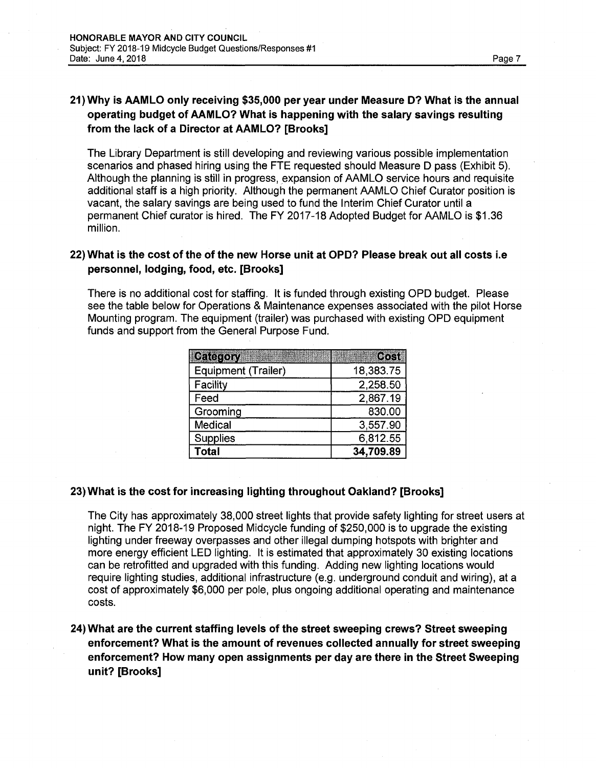**21) Why is AAMLO only receiving $35,000 per year under Measure D? What is the annual operating budget of AAMLO? What is happening with the salary savings resulting from the lack of a Director at AAMLO? [Brooks]**

The Library Department is still developing and reviewing various possible implementation scenarios and phased hiring using the FTE requested should Measure D pass (Exhibit 5). Although the planning is still in progress, expansion of AAMLO service hours and requisite additional staff is a high priority. Although the permanent AAMLO Chief Curator position is vacant, the salary savings are being used to fund the Interim Chief Curator until a permanent Chief curator is hired. The FY 2017-18 Adopted Budget for AAMLO is $1.36 million.

**22) What is the cost of the of the new Horse unit at OPD? Please break out all costs i.e personnel, lodging, food, etc. [Brooks]**

There is no additional cost for staffing. It is funded through existing OPD budget. Please see the table below for Operations & Maintenance expenses associated with the pilot Horse Mounting program. The equipment (trailer) was purchased with existing OPD equipment funds and support from the General Purpose Fund.

| Category | Cost |
|---|---:|
| Equipment (Trailer) | 18,383.75 |
| Facility | 2,258.50 |
| Feed | 2,867.19 |
| Grooming | 830.00 |
| Medical | 3,557.90 |
| Supplies | 6,812.55 |
| **Total** | **34,709.89** |

**23) What is the cost for increasing lighting throughout Oakland? [Brooks]**

The City has approximately 38,000 street lights that provide safety lighting for street users at night. The FY 2018-19 Proposed Midcycle funding of $250,000 is to upgrade the existing lighting under freeway overpasses and other illegal dumping hotspots with brighter and more energy efficient LED lighting. It is estimated that approximately 30 existing locations can be retrofitted and upgraded with this funding. Adding new lighting locations would require lighting studies, additional infrastructure (e.g. underground conduit and wiring), at a cost of approximately $6,000 per pole, plus ongoing additional operating and maintenance costs.

**24) What are the current staffing levels of the street sweeping crews? Street sweeping enforcement? What is the amount of revenues collected annually for street sweeping enforcement? How many open assignments per day are there in the Street Sweeping unit? [Brooks]**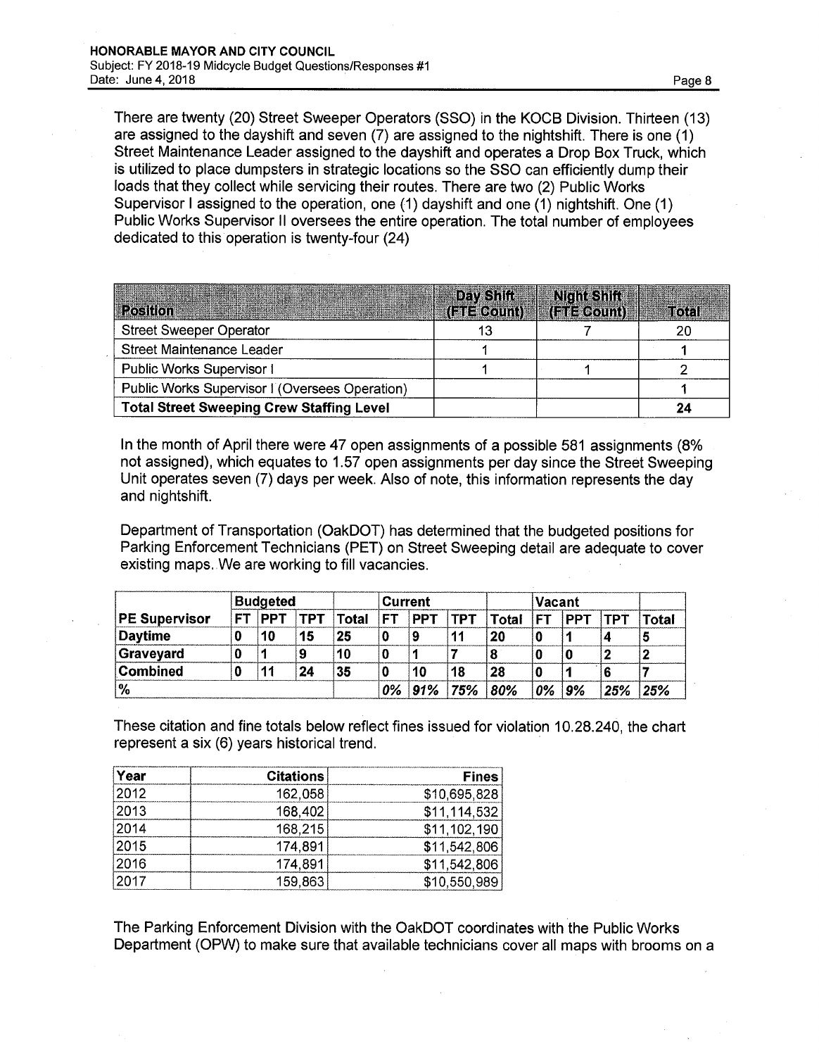There are twenty (20) Street Sweeper Operators (SSO) in the KOCB Division. Thirteen (13) are assigned to the dayshift and seven (7) are assigned to the nightshift. There is one (1) Street Maintenance Leader assigned to the dayshift and operates a Drop Box Truck, which is utilized to place dumpsters in strategic locations so the SSO can efficiently dump their loads that they collect while servicing their routes. There are two (2) Public Works Supervisor I assigned to the operation, one (1) dayshift and one (1) nightshift. One (1) Public Works Supervisor II oversees the entire operation. The total number of employees dedicated to this operation is twenty-four (24)

| Position | Day Shift (FTE Count) | Night Shift (FTE Count) | Total |
|---|---|---|---|
| Street Sweeper Operator | 13 | 7 | 20 |
| Street Maintenance Leader | 1 | | 1 |
| Public Works Supervisor I | 1 | 1 | 2 |
| Public Works Supervisor I (Oversees Operation) | | | 1 |
| **Total Street Sweeping Crew Staffing Level** | | | **24** |

In the month of April there were 47 open assignments of a possible 581 assignments (8% not assigned), which equates to 1.57 open assignments per day since the Street Sweeping Unit operates seven (7) days per week. Also of note, this information represents the day and nightshift.

Department of Transportation (OakDOT) has determined that the budgeted positions for Parking Enforcement Technicians (PET) on Street Sweeping detail are adequate to cover existing maps. We are working to fill vacancies.

| | Budgeted | | | | Current | | | | Vacant | | | |
|---|---|---|---|---|---|---|---|---|---|---|---|---|
| **PE Supervisor** | **FT** | **PPT** | **TPT** | **Total** | **FT** | **PPT** | **TPT** | **Total** | **FT** | **PPT** | **TPT** | **Total** |
| **Daytime** | **0** | **10** | **15** | **25** | **0** | **9** | **11** | **20** | **0** | **1** | **4** | **5** |
| **Graveyard** | **0** | **1** | **9** | **10** | **0** | **1** | **7** | **8** | **0** | **0** | **2** | **2** |
| **Combined** | **0** | **11** | **24** | **35** | **0** | **10** | **18** | **28** | **0** | **1** | **6** | **7** |
| **%** | | | | | *0%* | *91%* | *75%* | *80%* | *0%* | *9%* | *25%* | *25%* |

These citation and fine totals below reflect fines issued for violation 10.28.240, the chart represent a six (6) years historical trend.

| Year | Citations | Fines |
|---|---|---|
| 2012 | 162,058 | $10,695,828 |
| 2013 | 168,402 | $11,114,532 |
| 2014 | 168,215 | $11,102,190 |
| 2015 | 174,891 | $11,542,806 |
| 2016 | 174,891 | $11,542,806 |
| 2017 | 159,863 | $10,550,989 |

The Parking Enforcement Division with the OakDOT coordinates with the Public Works Department (OPW) to make sure that available technicians cover all maps with brooms on a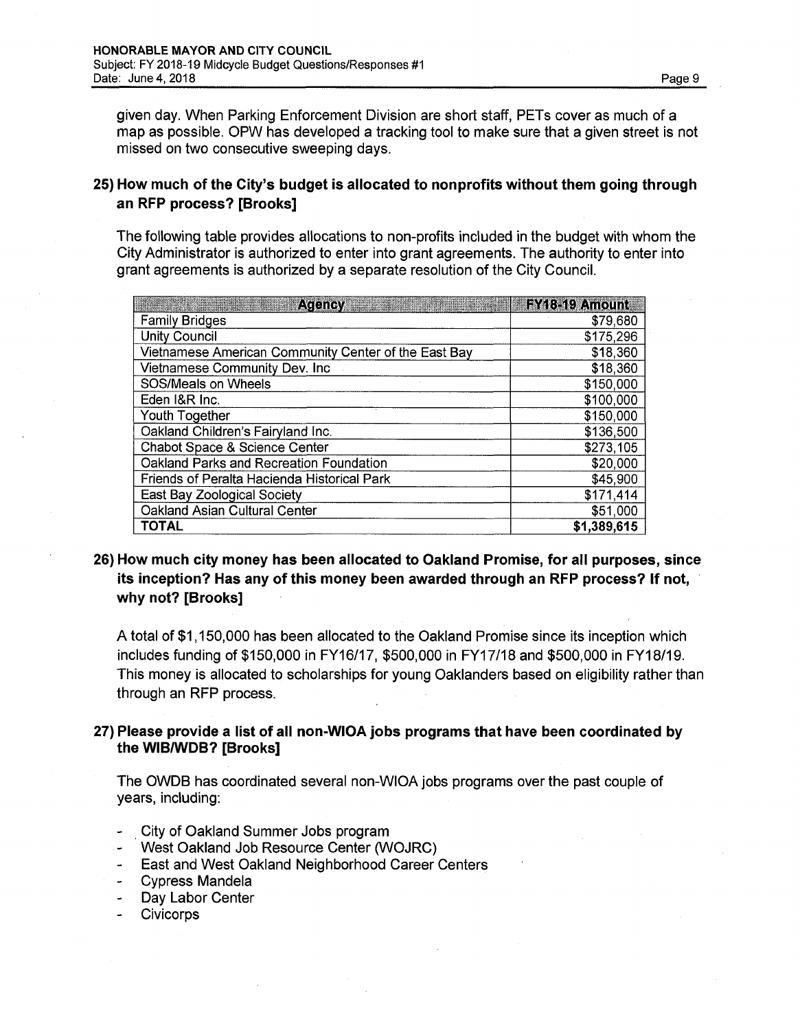given day. When Parking Enforcement Division are short staff, PETs cover as much of a map as possible. OPW has developed a tracking tool to make sure that a given street is not missed on two consecutive sweeping days.

### 25) How much of the City's budget is allocated to nonprofits without them going through an RFP process? [Brooks]

The following table provides allocations to non-profits included in the budget with whom the City Administrator is authorized to enter into grant agreements. The authority to enter into grant agreements is authorized by a separate resolution of the City Council.

| Agency | FY18-19 Amount |
|---|---|
| Family Bridges | $79,680 |
| Unity Council | $175,296 |
| Vietnamese American Community Center of the East Bay | $18,360 |
| Vietnamese Community Dev. Inc | $18,360 |
| SOS/Meals on Wheels | $150,000 |
| Eden I&R Inc. | $100,000 |
| Youth Together | $150,000 |
| Oakland Children's Fairyland Inc. | $136,500 |
| Chabot Space & Science Center | $273,105 |
| Oakland Parks and Recreation Foundation | $20,000 |
| Friends of Peralta Hacienda Historical Park | $45,900 |
| East Bay Zoological Society | $171,414 |
| Oakland Asian Cultural Center | $51,000 |
| **TOTAL** | **$1,389,615** |

### 26) How much city money has been allocated to Oakland Promise, for all purposes, since its inception? Has any of this money been awarded through an RFP process? If not, why not? [Brooks]

A total of $1,150,000 has been allocated to the Oakland Promise since its inception which includes funding of $150,000 in FY16/17, $500,000 in FY17/18 and $500,000 in FY18/19. This money is allocated to scholarships for young Oaklanders based on eligibility rather than through an RFP process.

### 27) Please provide a list of all non-WIOA jobs programs that have been coordinated by the WIB/WDB? [Brooks]

The OWDB has coordinated several non-WIOA jobs programs over the past couple of years, including:

- City of Oakland Summer Jobs program
- West Oakland Job Resource Center (WOJRC)
- East and West Oakland Neighborhood Career Centers
- Cypress Mandela
- Day Labor Center
- Civicorps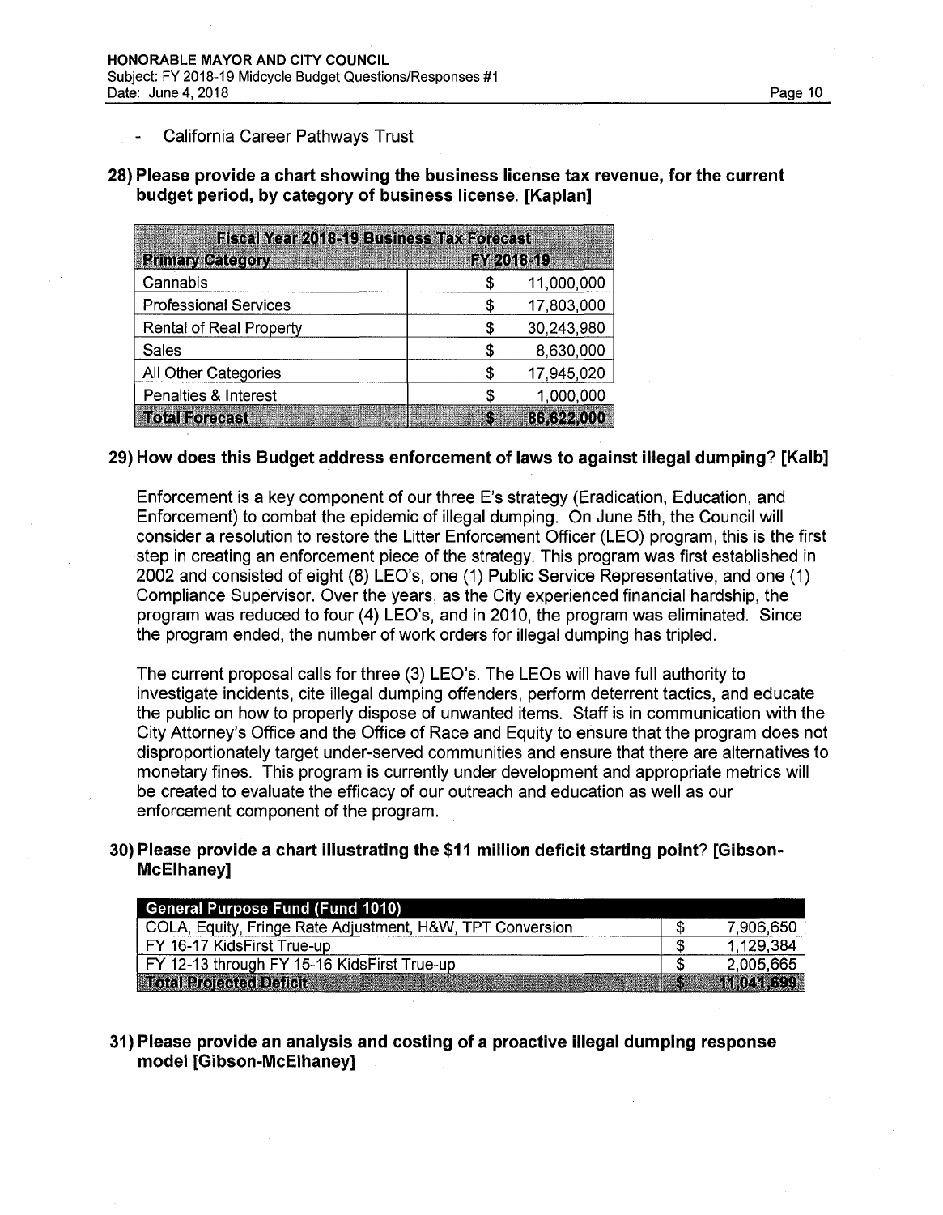- California Career Pathways Trust

**28) Please provide a chart showing the business license tax revenue, for the current budget period, by category of business license. [Kaplan]**

| Fiscal Year 2018-19 Business Tax Forecast | |
|---|---|
| **Primary Category** | **FY 2018-19** |
| Cannabis | $ 11,000,000 |
| Professional Services | $ 17,803,000 |
| Rental of Real Property | $ 30,243,980 |
| Sales | $ 8,630,000 |
| All Other Categories | $ 17,945,020 |
| Penalties & Interest | $ 1,000,000 |
| **Total Forecast** | **$ 86,622,000** |

**29) How does this Budget address enforcement of laws to against illegal dumping? [Kalb]**

Enforcement is a key component of our three E's strategy (Eradication, Education, and Enforcement) to combat the epidemic of illegal dumping. On June 5th, the Council will consider a resolution to restore the Litter Enforcement Officer (LEO) program, this is the first step in creating an enforcement piece of the strategy. This program was first established in 2002 and consisted of eight (8) LEO's, one (1) Public Service Representative, and one (1) Compliance Supervisor. Over the years, as the City experienced financial hardship, the program was reduced to four (4) LEO's, and in 2010, the program was eliminated. Since the program ended, the number of work orders for illegal dumping has tripled.

The current proposal calls for three (3) LEO's. The LEOs will have full authority to investigate incidents, cite illegal dumping offenders, perform deterrent tactics, and educate the public on how to properly dispose of unwanted items. Staff is in communication with the City Attorney's Office and the Office of Race and Equity to ensure that the program does not disproportionately target under-served communities and ensure that there are alternatives to monetary fines. This program is currently under development and appropriate metrics will be created to evaluate the efficacy of our outreach and education as well as our enforcement component of the program.

**30) Please provide a chart illustrating the $11 million deficit starting point? [Gibson-McElhaney]**

| General Purpose Fund (Fund 1010) | |
|---|---|
| COLA, Equity, Fringe Rate Adjustment, H&W, TPT Conversion | $ 7,906,650 |
| FY 16-17 KidsFirst True-up | $ 1,129,384 |
| FY 12-13 through FY 15-16 KidsFirst True-up | $ 2,005,665 |
| **Total Projected Deficit** | **$ 11,041,699** |

**31) Please provide an analysis and costing of a proactive illegal dumping response model [Gibson-McElhaney]**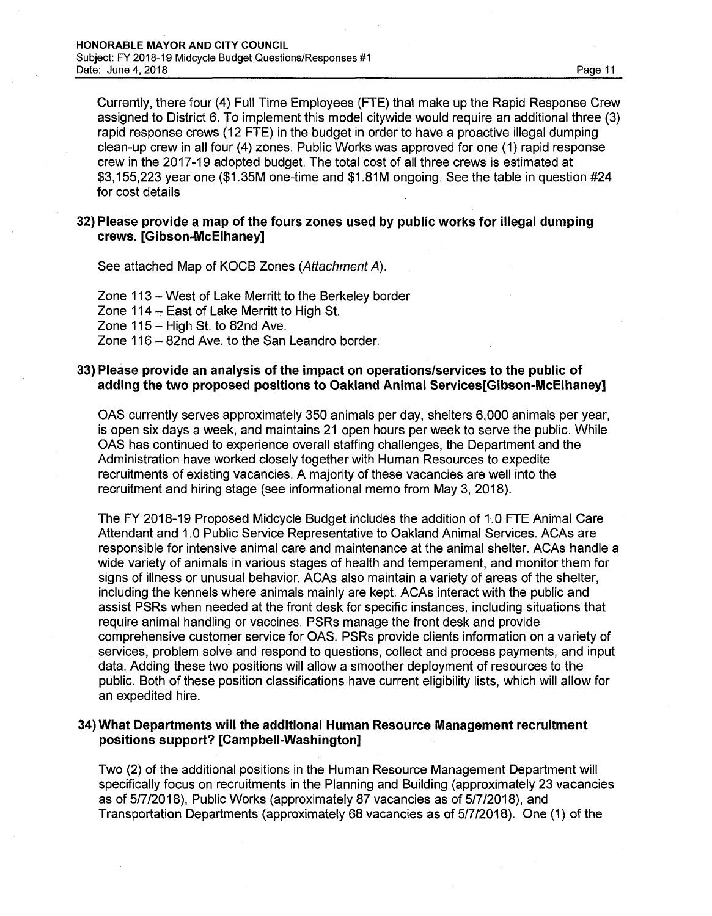Currently, there four (4) Full Time Employees (FTE) that make up the Rapid Response Crew assigned to District 6. To implement this model citywide would require an additional three (3) rapid response crews (12 FTE) in the budget in order to have a proactive illegal dumping clean-up crew in all four (4) zones. Public Works was approved for one (1) rapid response crew in the 2017-19 adopted budget. The total cost of all three crews is estimated at $3,155,223 year one ($1.35M one-time and $1.81M ongoing. See the table in question #24 for cost details

**32) Please provide a map of the fours zones used by public works for illegal dumping crews. [Gibson-McElhaney]**

See attached Map of KOCB Zones (*Attachment A*).

Zone 113 – West of Lake Merritt to the Berkeley border
Zone 114 – East of Lake Merritt to High St.
Zone 115 – High St. to 82nd Ave.
Zone 116 – 82nd Ave. to the San Leandro border.

**33) Please provide an analysis of the impact on operations/services to the public of adding the two proposed positions to Oakland Animal Services[Gibson-McElhaney]**

OAS currently serves approximately 350 animals per day, shelters 6,000 animals per year, is open six days a week, and maintains 21 open hours per week to serve the public. While OAS has continued to experience overall staffing challenges, the Department and the Administration have worked closely together with Human Resources to expedite recruitments of existing vacancies. A majority of these vacancies are well into the recruitment and hiring stage (see informational memo from May 3, 2018).

The FY 2018-19 Proposed Midcycle Budget includes the addition of 1.0 FTE Animal Care Attendant and 1.0 Public Service Representative to Oakland Animal Services. ACAs are responsible for intensive animal care and maintenance at the animal shelter. ACAs handle a wide variety of animals in various stages of health and temperament, and monitor them for signs of illness or unusual behavior. ACAs also maintain a variety of areas of the shelter, including the kennels where animals mainly are kept. ACAs interact with the public and assist PSRs when needed at the front desk for specific instances, including situations that require animal handling or vaccines. PSRs manage the front desk and provide comprehensive customer service for OAS. PSRs provide clients information on a variety of services, problem solve and respond to questions, collect and process payments, and input data. Adding these two positions will allow a smoother deployment of resources to the public. Both of these position classifications have current eligibility lists, which will allow for an expedited hire.

**34) What Departments will the additional Human Resource Management recruitment positions support? [Campbell-Washington]**

Two (2) of the additional positions in the Human Resource Management Department will specifically focus on recruitments in the Planning and Building (approximately 23 vacancies as of 5/7/2018), Public Works (approximately 87 vacancies as of 5/7/2018), and Transportation Departments (approximately 68 vacancies as of 5/7/2018). One (1) of the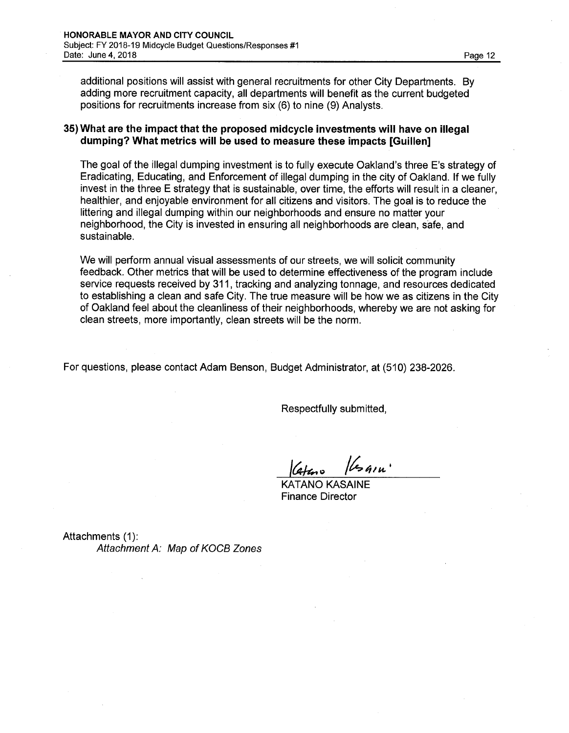additional positions will assist with general recruitments for other City Departments. By adding more recruitment capacity, all departments will benefit as the current budgeted positions for recruitments increase from six (6) to nine (9) Analysts.

**35) What are the impact that the proposed midcycle investments will have on illegal dumping? What metrics will be used to measure these impacts [Guillen]**

The goal of the illegal dumping investment is to fully execute Oakland's three E's strategy of Eradicating, Educating, and Enforcement of illegal dumping in the city of Oakland. If we fully invest in the three E strategy that is sustainable, over time, the efforts will result in a cleaner, healthier, and enjoyable environment for all citizens and visitors. The goal is to reduce the littering and illegal dumping within our neighborhoods and ensure no matter your neighborhood, the City is invested in ensuring all neighborhoods are clean, safe, and sustainable.

We will perform annual visual assessments of our streets, we will solicit community feedback. Other metrics that will be used to determine effectiveness of the program include service requests received by 311, tracking and analyzing tonnage, and resources dedicated to establishing a clean and safe City. The true measure will be how we as citizens in the City of Oakland feel about the cleanliness of their neighborhoods, whereby we are not asking for clean streets, more importantly, clean streets will be the norm.

For questions, please contact Adam Benson, Budget Administrator, at (510) 238-2026.

Respectfully submitted,

KATANO KASAINE
Finance Director

Attachments (1):

*Attachment A: Map of KOCB Zones*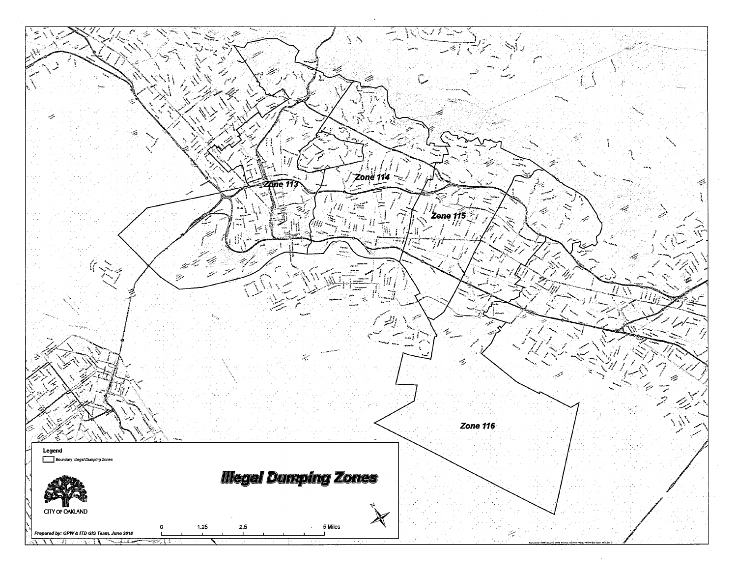Zone 113

Zone 114

Zone 115

Zone 116

Legend

Boundary *Illegal Dumping Zones*

CITY OF OAKLAND

# Illegal Dumping Zones

0 1.25 2.5 5 Miles

N

*Prepared by: OPW & ITD GIS Team, June 2018*